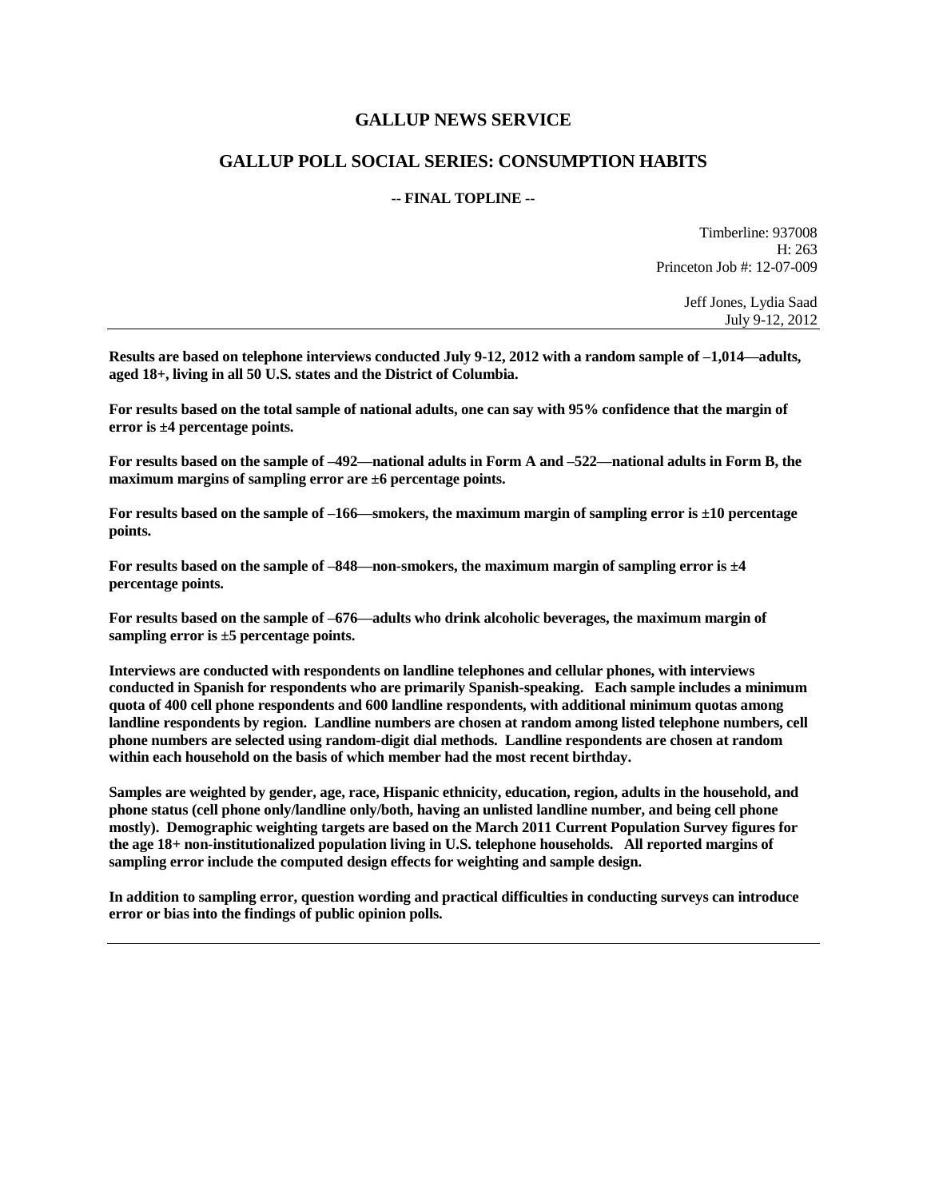# GALLUP NEWS SERVICE

## GALLUP POLL SOCIAL SERIES: CONSUMPTION HABITS

**-- FINAL TOPLINE --**

Timberline: 937008
H: 263
Princeton Job #: 12-07-009

Jeff Jones, Lydia Saad
July 9-12, 2012

---

**Results are based on telephone interviews conducted July 9-12, 2012 with a random sample of –1,014—adults, aged 18+, living in all 50 U.S. states and the District of Columbia.**

**For results based on the total sample of national adults, one can say with 95% confidence that the margin of error is ±4 percentage points.**

**For results based on the sample of –492—national adults in Form A and –522—national adults in Form B, the maximum margins of sampling error are ±6 percentage points.**

**For results based on the sample of –166—smokers, the maximum margin of sampling error is ±10 percentage points.**

**For results based on the sample of –848—non-smokers, the maximum margin of sampling error is ±4 percentage points.**

**For results based on the sample of –676—adults who drink alcoholic beverages, the maximum margin of sampling error is ±5 percentage points.**

**Interviews are conducted with respondents on landline telephones and cellular phones, with interviews conducted in Spanish for respondents who are primarily Spanish-speaking. Each sample includes a minimum quota of 400 cell phone respondents and 600 landline respondents, with additional minimum quotas among landline respondents by region. Landline numbers are chosen at random among listed telephone numbers, cell phone numbers are selected using random-digit dial methods. Landline respondents are chosen at random within each household on the basis of which member had the most recent birthday.**

**Samples are weighted by gender, age, race, Hispanic ethnicity, education, region, adults in the household, and phone status (cell phone only/landline only/both, having an unlisted landline number, and being cell phone mostly). Demographic weighting targets are based on the March 2011 Current Population Survey figures for the age 18+ non-institutionalized population living in U.S. telephone households. All reported margins of sampling error include the computed design effects for weighting and sample design.**

**In addition to sampling error, question wording and practical difficulties in conducting surveys can introduce error or bias into the findings of public opinion polls.**

---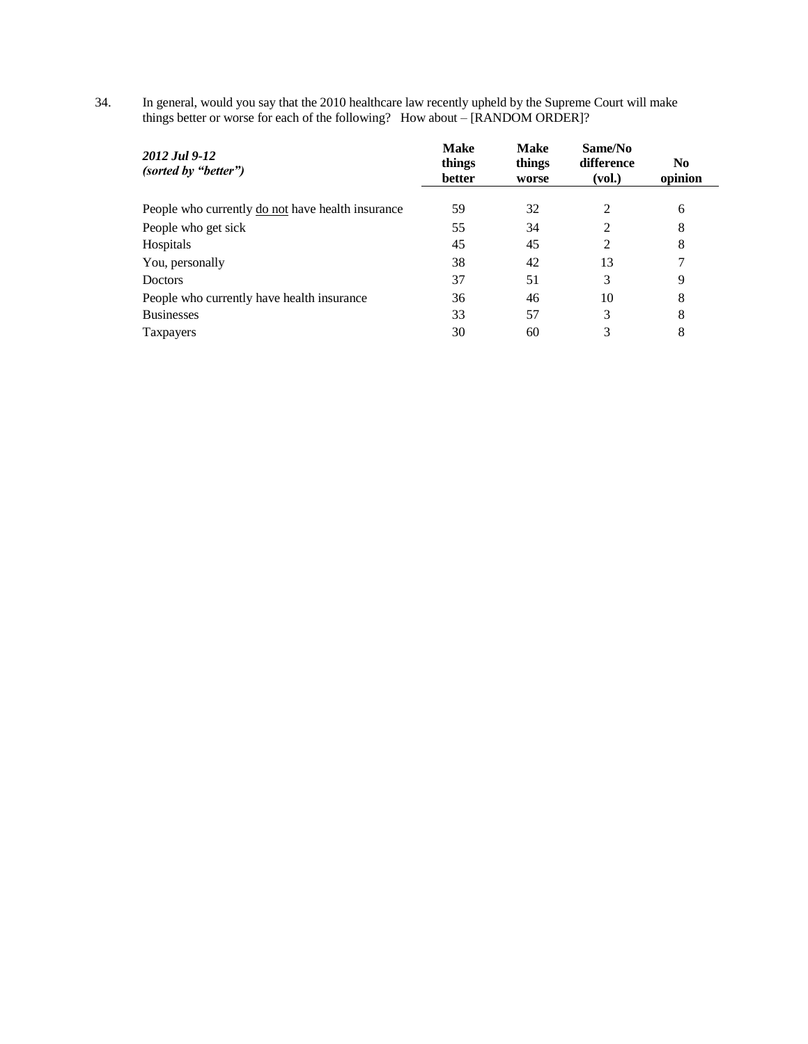34. In general, would you say that the 2010 healthcare law recently upheld by the Supreme Court will make things better or worse for each of the following? How about – [RANDOM ORDER]?

| *2012 Jul 9-12* *(sorted by "better")* | **Make things better** | **Make things worse** | **Same/No difference (vol.)** | **No opinion** |
|---|---|---|---|---|
| People who currently do not have health insurance | 59 | 32 | 2 | 6 |
| People who get sick | 55 | 34 | 2 | 8 |
| Hospitals | 45 | 45 | 2 | 8 |
| You, personally | 38 | 42 | 13 | 7 |
| Doctors | 37 | 51 | 3 | 9 |
| People who currently have health insurance | 36 | 46 | 10 | 8 |
| Businesses | 33 | 57 | 3 | 8 |
| Taxpayers | 30 | 60 | 3 | 8 |